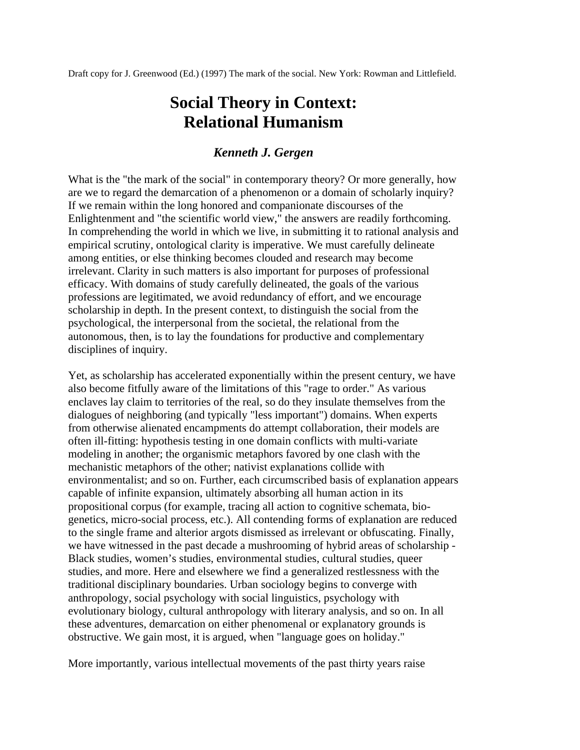Draft copy for J. Greenwood (Ed.) (1997) The mark of the social. New York: Rowman and Littlefield.

# Social Theory in Context: Relational Humanism

### *Kenneth J. Gergen*

What is the "the mark of the social" in contemporary theory? Or more generally, how are we to regard the demarcation of a phenomenon or a domain of scholarly inquiry? If we remain within the long honored and companionate discourses of the Enlightenment and "the scientific world view," the answers are readily forthcoming. In comprehending the world in which we live, in submitting it to rational analysis and empirical scrutiny, ontological clarity is imperative. We must carefully delineate among entities, or else thinking becomes clouded and research may become irrelevant. Clarity in such matters is also important for purposes of professional efficacy. With domains of study carefully delineated, the goals of the various professions are legitimated, we avoid redundancy of effort, and we encourage scholarship in depth. In the present context, to distinguish the social from the psychological, the interpersonal from the societal, the relational from the autonomous, then, is to lay the foundations for productive and complementary disciplines of inquiry.

Yet, as scholarship has accelerated exponentially within the present century, we have also become fitfully aware of the limitations of this "rage to order." As various enclaves lay claim to territories of the real, so do they insulate themselves from the dialogues of neighboring (and typically "less important") domains. When experts from otherwise alienated encampments do attempt collaboration, their models are often ill-fitting: hypothesis testing in one domain conflicts with multi-variate modeling in another; the organismic metaphors favored by one clash with the mechanistic metaphors of the other; nativist explanations collide with environmentalist; and so on. Further, each circumscribed basis of explanation appears capable of infinite expansion, ultimately absorbing all human action in its propositional corpus (for example, tracing all action to cognitive schemata, bio-genetics, micro-social process, etc.). All contending forms of explanation are reduced to the single frame and alterior argots dismissed as irrelevant or obfuscating. Finally, we have witnessed in the past decade a mushrooming of hybrid areas of scholarship - Black studies, women's studies, environmental studies, cultural studies, queer studies, and more. Here and elsewhere we find a generalized restlessness with the traditional disciplinary boundaries. Urban sociology begins to converge with anthropology, social psychology with social linguistics, psychology with evolutionary biology, cultural anthropology with literary analysis, and so on. In all these adventures, demarcation on either phenomenal or explanatory grounds is obstructive. We gain most, it is argued, when "language goes on holiday."

More importantly, various intellectual movements of the past thirty years raise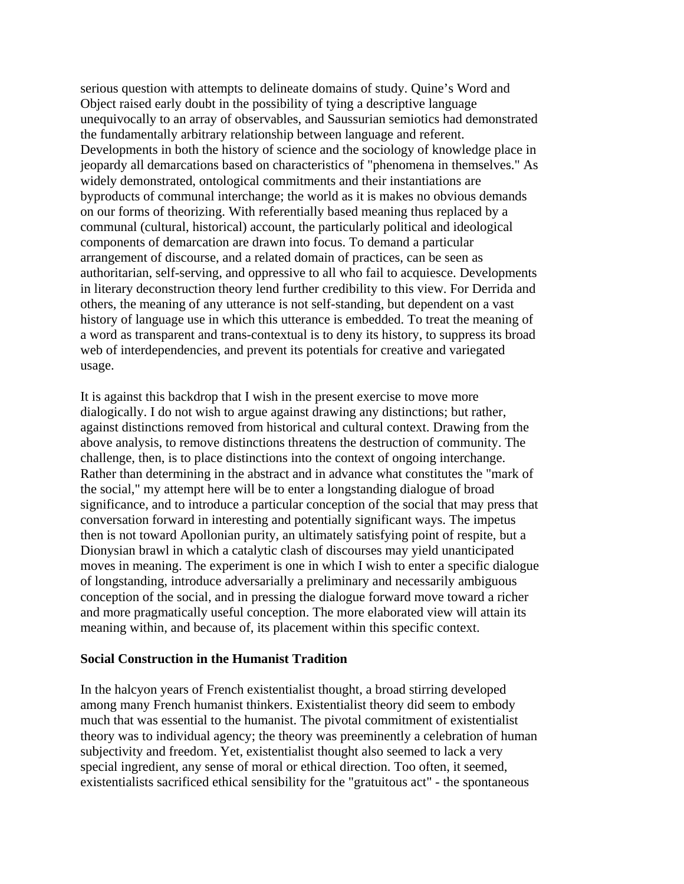serious question with attempts to delineate domains of study. Quine's Word and Object raised early doubt in the possibility of tying a descriptive language unequivocally to an array of observables, and Saussurian semiotics had demonstrated the fundamentally arbitrary relationship between language and referent. Developments in both the history of science and the sociology of knowledge place in jeopardy all demarcations based on characteristics of "phenomena in themselves." As widely demonstrated, ontological commitments and their instantiations are byproducts of communal interchange; the world as it is makes no obvious demands on our forms of theorizing. With referentially based meaning thus replaced by a communal (cultural, historical) account, the particularly political and ideological components of demarcation are drawn into focus. To demand a particular arrangement of discourse, and a related domain of practices, can be seen as authoritarian, self-serving, and oppressive to all who fail to acquiesce. Developments in literary deconstruction theory lend further credibility to this view. For Derrida and others, the meaning of any utterance is not self-standing, but dependent on a vast history of language use in which this utterance is embedded. To treat the meaning of a word as transparent and trans-contextual is to deny its history, to suppress its broad web of interdependencies, and prevent its potentials for creative and variegated usage.

It is against this backdrop that I wish in the present exercise to move more dialogically. I do not wish to argue against drawing any distinctions; but rather, against distinctions removed from historical and cultural context. Drawing from the above analysis, to remove distinctions threatens the destruction of community. The challenge, then, is to place distinctions into the context of ongoing interchange. Rather than determining in the abstract and in advance what constitutes the "mark of the social," my attempt here will be to enter a longstanding dialogue of broad significance, and to introduce a particular conception of the social that may press that conversation forward in interesting and potentially significant ways. The impetus then is not toward Apollonian purity, an ultimately satisfying point of respite, but a Dionysian brawl in which a catalytic clash of discourses may yield unanticipated moves in meaning. The experiment is one in which I wish to enter a specific dialogue of longstanding, introduce adversarially a preliminary and necessarily ambiguous conception of the social, and in pressing the dialogue forward move toward a richer and more pragmatically useful conception. The more elaborated view will attain its meaning within, and because of, its placement within this specific context.

## Social Construction in the Humanist Tradition

In the halcyon years of French existentialist thought, a broad stirring developed among many French humanist thinkers. Existentialist theory did seem to embody much that was essential to the humanist. The pivotal commitment of existentialist theory was to individual agency; the theory was preeminently a celebration of human subjectivity and freedom. Yet, existentialist thought also seemed to lack a very special ingredient, any sense of moral or ethical direction. Too often, it seemed, existentialists sacrificed ethical sensibility for the "gratuitous act" - the spontaneous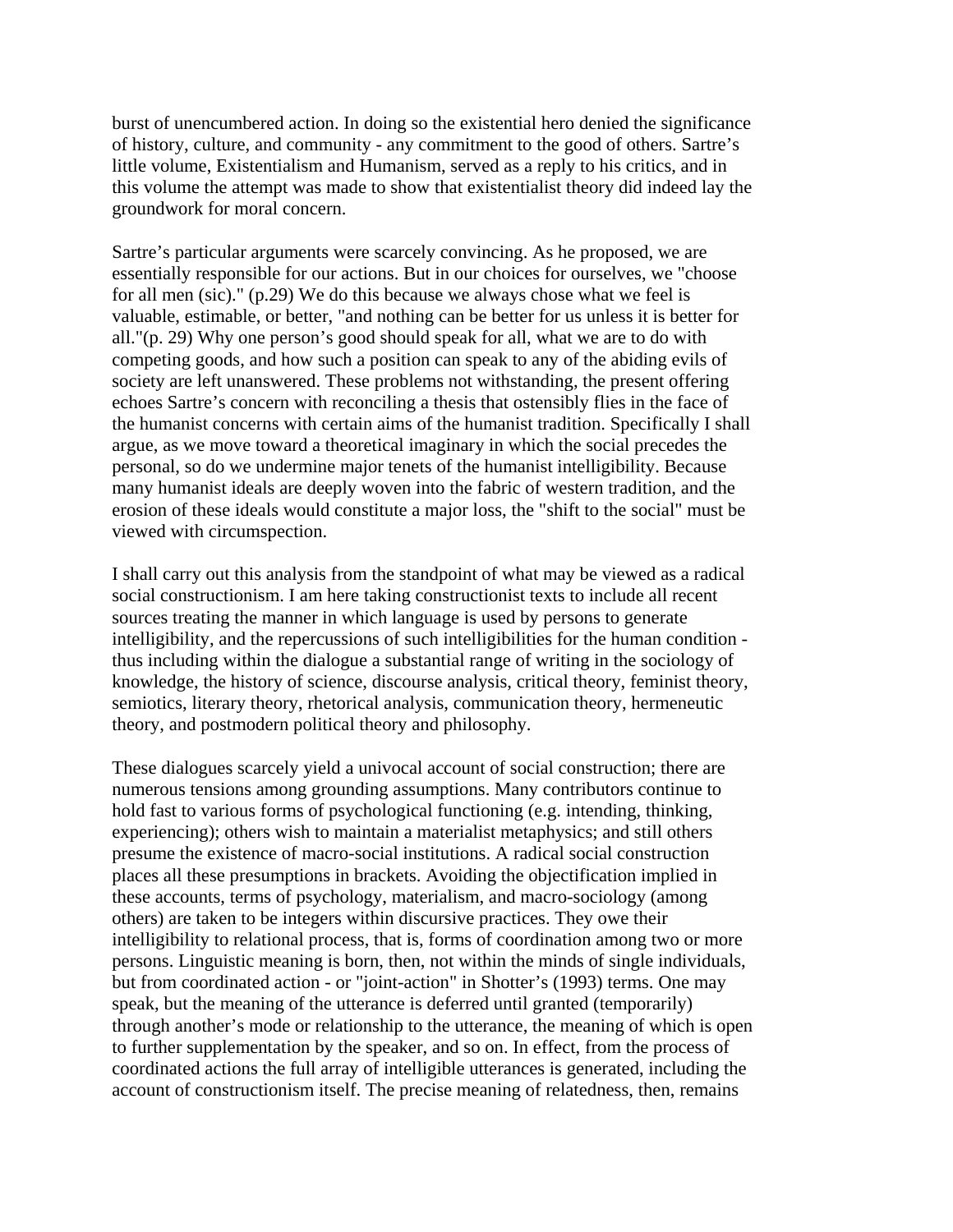burst of unencumbered action. In doing so the existential hero denied the significance of history, culture, and community - any commitment to the good of others. Sartre's little volume, Existentialism and Humanism, served as a reply to his critics, and in this volume the attempt was made to show that existentialist theory did indeed lay the groundwork for moral concern.

Sartre's particular arguments were scarcely convincing. As he proposed, we are essentially responsible for our actions. But in our choices for ourselves, we "choose for all men (sic)." (p.29) We do this because we always chose what we feel is valuable, estimable, or better, "and nothing can be better for us unless it is better for all."(p. 29) Why one person's good should speak for all, what we are to do with competing goods, and how such a position can speak to any of the abiding evils of society are left unanswered. These problems not withstanding, the present offering echoes Sartre's concern with reconciling a thesis that ostensibly flies in the face of the humanist concerns with certain aims of the humanist tradition. Specifically I shall argue, as we move toward a theoretical imaginary in which the social precedes the personal, so do we undermine major tenets of the humanist intelligibility. Because many humanist ideals are deeply woven into the fabric of western tradition, and the erosion of these ideals would constitute a major loss, the "shift to the social" must be viewed with circumspection.

I shall carry out this analysis from the standpoint of what may be viewed as a radical social constructionism. I am here taking constructionist texts to include all recent sources treating the manner in which language is used by persons to generate intelligibility, and the repercussions of such intelligibilities for the human condition - thus including within the dialogue a substantial range of writing in the sociology of knowledge, the history of science, discourse analysis, critical theory, feminist theory, semiotics, literary theory, rhetorical analysis, communication theory, hermeneutic theory, and postmodern political theory and philosophy.

These dialogues scarcely yield a univocal account of social construction; there are numerous tensions among grounding assumptions. Many contributors continue to hold fast to various forms of psychological functioning (e.g. intending, thinking, experiencing); others wish to maintain a materialist metaphysics; and still others presume the existence of macro-social institutions. A radical social construction places all these presumptions in brackets. Avoiding the objectification implied in these accounts, terms of psychology, materialism, and macro-sociology (among others) are taken to be integers within discursive practices. They owe their intelligibility to relational process, that is, forms of coordination among two or more persons. Linguistic meaning is born, then, not within the minds of single individuals, but from coordinated action - or "joint-action" in Shotter's (1993) terms. One may speak, but the meaning of the utterance is deferred until granted (temporarily) through another's mode or relationship to the utterance, the meaning of which is open to further supplementation by the speaker, and so on. In effect, from the process of coordinated actions the full array of intelligible utterances is generated, including the account of constructionism itself. The precise meaning of relatedness, then, remains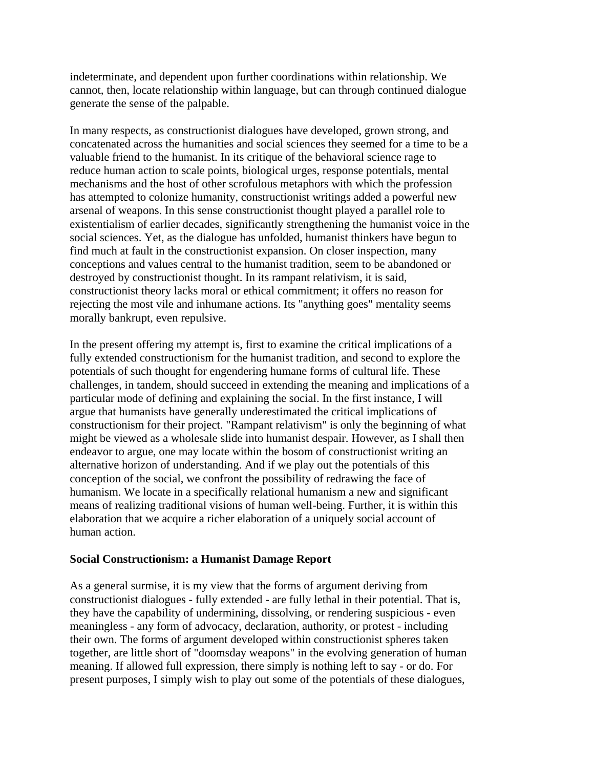indeterminate, and dependent upon further coordinations within relationship. We cannot, then, locate relationship within language, but can through continued dialogue generate the sense of the palpable.

In many respects, as constructionist dialogues have developed, grown strong, and concatenated across the humanities and social sciences they seemed for a time to be a valuable friend to the humanist. In its critique of the behavioral science rage to reduce human action to scale points, biological urges, response potentials, mental mechanisms and the host of other scrofulous metaphors with which the profession has attempted to colonize humanity, constructionist writings added a powerful new arsenal of weapons. In this sense constructionist thought played a parallel role to existentialism of earlier decades, significantly strengthening the humanist voice in the social sciences. Yet, as the dialogue has unfolded, humanist thinkers have begun to find much at fault in the constructionist expansion. On closer inspection, many conceptions and values central to the humanist tradition, seem to be abandoned or destroyed by constructionist thought. In its rampant relativism, it is said, constructionist theory lacks moral or ethical commitment; it offers no reason for rejecting the most vile and inhumane actions. Its "anything goes" mentality seems morally bankrupt, even repulsive.

In the present offering my attempt is, first to examine the critical implications of a fully extended constructionism for the humanist tradition, and second to explore the potentials of such thought for engendering humane forms of cultural life. These challenges, in tandem, should succeed in extending the meaning and implications of a particular mode of defining and explaining the social. In the first instance, I will argue that humanists have generally underestimated the critical implications of constructionism for their project. "Rampant relativism" is only the beginning of what might be viewed as a wholesale slide into humanist despair. However, as I shall then endeavor to argue, one may locate within the bosom of constructionist writing an alternative horizon of understanding. And if we play out the potentials of this conception of the social, we confront the possibility of redrawing the face of humanism. We locate in a specifically relational humanism a new and significant means of realizing traditional visions of human well-being. Further, it is within this elaboration that we acquire a richer elaboration of a uniquely social account of human action.

**Social Constructionism: a Humanist Damage Report**

As a general surmise, it is my view that the forms of argument deriving from constructionist dialogues - fully extended - are fully lethal in their potential. That is, they have the capability of undermining, dissolving, or rendering suspicious - even meaningless - any form of advocacy, declaration, authority, or protest - including their own. The forms of argument developed within constructionist spheres taken together, are little short of "doomsday weapons" in the evolving generation of human meaning. If allowed full expression, there simply is nothing left to say - or do. For present purposes, I simply wish to play out some of the potentials of these dialogues,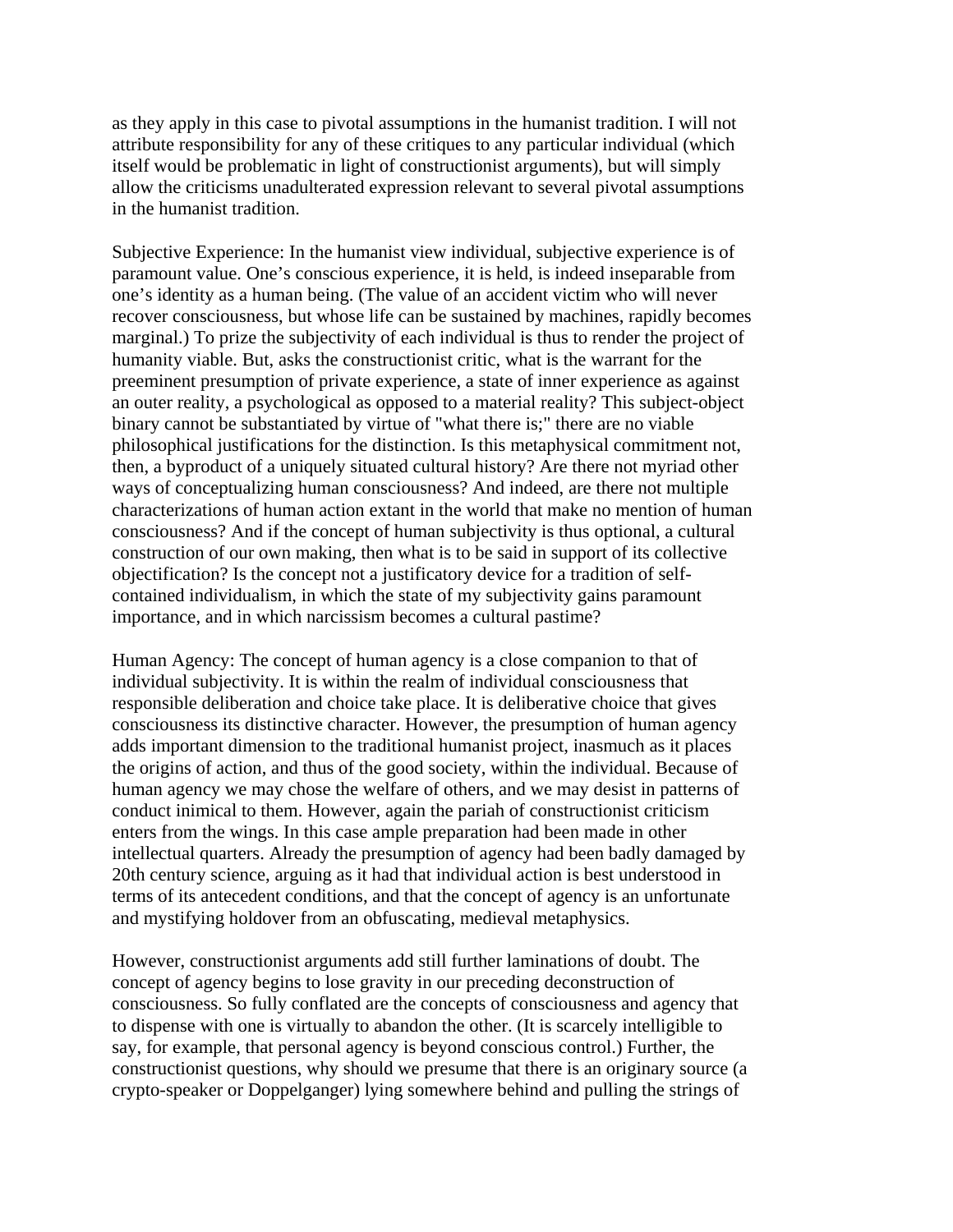as they apply in this case to pivotal assumptions in the humanist tradition. I will not attribute responsibility for any of these critiques to any particular individual (which itself would be problematic in light of constructionist arguments), but will simply allow the criticisms unadulterated expression relevant to several pivotal assumptions in the humanist tradition.

Subjective Experience: In the humanist view individual, subjective experience is of paramount value. One's conscious experience, it is held, is indeed inseparable from one's identity as a human being. (The value of an accident victim who will never recover consciousness, but whose life can be sustained by machines, rapidly becomes marginal.) To prize the subjectivity of each individual is thus to render the project of humanity viable. But, asks the constructionist critic, what is the warrant for the preeminent presumption of private experience, a state of inner experience as against an outer reality, a psychological as opposed to a material reality? This subject-object binary cannot be substantiated by virtue of "what there is;" there are no viable philosophical justifications for the distinction. Is this metaphysical commitment not, then, a byproduct of a uniquely situated cultural history? Are there not myriad other ways of conceptualizing human consciousness? And indeed, are there not multiple characterizations of human action extant in the world that make no mention of human consciousness? And if the concept of human subjectivity is thus optional, a cultural construction of our own making, then what is to be said in support of its collective objectification? Is the concept not a justificatory device for a tradition of self-contained individualism, in which the state of my subjectivity gains paramount importance, and in which narcissism becomes a cultural pastime?

Human Agency: The concept of human agency is a close companion to that of individual subjectivity. It is within the realm of individual consciousness that responsible deliberation and choice take place. It is deliberative choice that gives consciousness its distinctive character. However, the presumption of human agency adds important dimension to the traditional humanist project, inasmuch as it places the origins of action, and thus of the good society, within the individual. Because of human agency we may chose the welfare of others, and we may desist in patterns of conduct inimical to them. However, again the pariah of constructionist criticism enters from the wings. In this case ample preparation had been made in other intellectual quarters. Already the presumption of agency had been badly damaged by 20th century science, arguing as it had that individual action is best understood in terms of its antecedent conditions, and that the concept of agency is an unfortunate and mystifying holdover from an obfuscating, medieval metaphysics.

However, constructionist arguments add still further laminations of doubt. The concept of agency begins to lose gravity in our preceding deconstruction of consciousness. So fully conflated are the concepts of consciousness and agency that to dispense with one is virtually to abandon the other. (It is scarcely intelligible to say, for example, that personal agency is beyond conscious control.) Further, the constructionist questions, why should we presume that there is an originary source (a crypto-speaker or Doppelganger) lying somewhere behind and pulling the strings of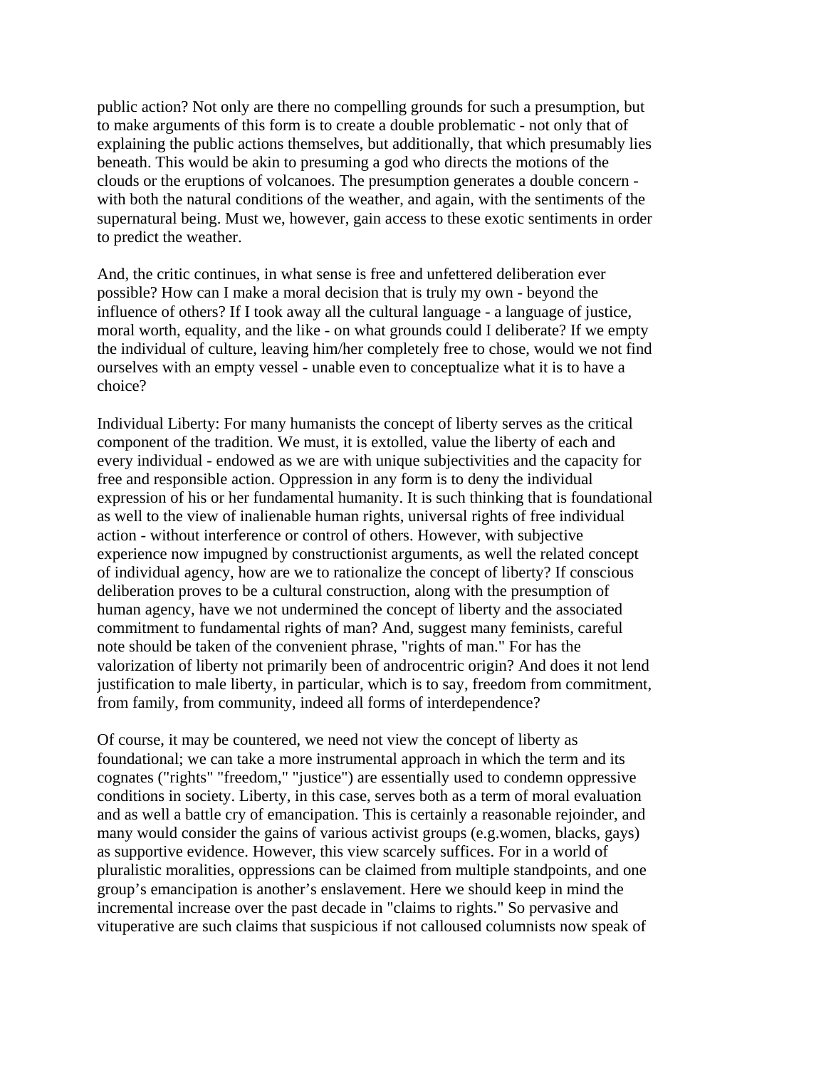public action? Not only are there no compelling grounds for such a presumption, but to make arguments of this form is to create a double problematic - not only that of explaining the public actions themselves, but additionally, that which presumably lies beneath. This would be akin to presuming a god who directs the motions of the clouds or the eruptions of volcanoes. The presumption generates a double concern - with both the natural conditions of the weather, and again, with the sentiments of the supernatural being. Must we, however, gain access to these exotic sentiments in order to predict the weather.

And, the critic continues, in what sense is free and unfettered deliberation ever possible? How can I make a moral decision that is truly my own - beyond the influence of others? If I took away all the cultural language - a language of justice, moral worth, equality, and the like - on what grounds could I deliberate? If we empty the individual of culture, leaving him/her completely free to chose, would we not find ourselves with an empty vessel - unable even to conceptualize what it is to have a choice?

Individual Liberty: For many humanists the concept of liberty serves as the critical component of the tradition. We must, it is extolled, value the liberty of each and every individual - endowed as we are with unique subjectivities and the capacity for free and responsible action. Oppression in any form is to deny the individual expression of his or her fundamental humanity. It is such thinking that is foundational as well to the view of inalienable human rights, universal rights of free individual action - without interference or control of others. However, with subjective experience now impugned by constructionist arguments, as well the related concept of individual agency, how are we to rationalize the concept of liberty? If conscious deliberation proves to be a cultural construction, along with the presumption of human agency, have we not undermined the concept of liberty and the associated commitment to fundamental rights of man? And, suggest many feminists, careful note should be taken of the convenient phrase, "rights of man." For has the valorization of liberty not primarily been of androcentric origin? And does it not lend justification to male liberty, in particular, which is to say, freedom from commitment, from family, from community, indeed all forms of interdependence?

Of course, it may be countered, we need not view the concept of liberty as foundational; we can take a more instrumental approach in which the term and its cognates ("rights" "freedom," "justice") are essentially used to condemn oppressive conditions in society. Liberty, in this case, serves both as a term of moral evaluation and as well a battle cry of emancipation. This is certainly a reasonable rejoinder, and many would consider the gains of various activist groups (e.g.women, blacks, gays) as supportive evidence. However, this view scarcely suffices. For in a world of pluralistic moralities, oppressions can be claimed from multiple standpoints, and one group's emancipation is another's enslavement. Here we should keep in mind the incremental increase over the past decade in "claims to rights." So pervasive and vituperative are such claims that suspicious if not calloused columnists now speak of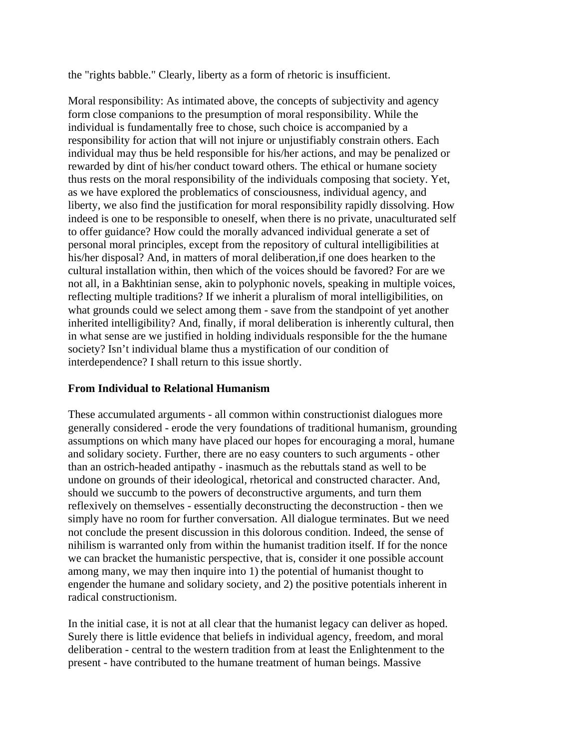the "rights babble." Clearly, liberty as a form of rhetoric is insufficient.

Moral responsibility: As intimated above, the concepts of subjectivity and agency form close companions to the presumption of moral responsibility. While the individual is fundamentally free to chose, such choice is accompanied by a responsibility for action that will not injure or unjustifiably constrain others. Each individual may thus be held responsible for his/her actions, and may be penalized or rewarded by dint of his/her conduct toward others. The ethical or humane society thus rests on the moral responsibility of the individuals composing that society. Yet, as we have explored the problematics of consciousness, individual agency, and liberty, we also find the justification for moral responsibility rapidly dissolving. How indeed is one to be responsible to oneself, when there is no private, unaculturated self to offer guidance? How could the morally advanced individual generate a set of personal moral principles, except from the repository of cultural intelligibilities at his/her disposal? And, in matters of moral deliberation,if one does hearken to the cultural installation within, then which of the voices should be favored? For are we not all, in a Bakhtinian sense, akin to polyphonic novels, speaking in multiple voices, reflecting multiple traditions? If we inherit a pluralism of moral intelligibilities, on what grounds could we select among them - save from the standpoint of yet another inherited intelligibility? And, finally, if moral deliberation is inherently cultural, then in what sense are we justified in holding individuals responsible for the the humane society? Isn't individual blame thus a mystification of our condition of interdependence? I shall return to this issue shortly.

**From Individual to Relational Humanism**

These accumulated arguments - all common within constructionist dialogues more generally considered - erode the very foundations of traditional humanism, grounding assumptions on which many have placed our hopes for encouraging a moral, humane and solidary society. Further, there are no easy counters to such arguments - other than an ostrich-headed antipathy - inasmuch as the rebuttals stand as well to be undone on grounds of their ideological, rhetorical and constructed character. And, should we succumb to the powers of deconstructive arguments, and turn them reflexively on themselves - essentially deconstructing the deconstruction - then we simply have no room for further conversation. All dialogue terminates. But we need not conclude the present discussion in this dolorous condition. Indeed, the sense of nihilism is warranted only from within the humanist tradition itself. If for the nonce we can bracket the humanistic perspective, that is, consider it one possible account among many, we may then inquire into 1) the potential of humanist thought to engender the humane and solidary society, and 2) the positive potentials inherent in radical constructionism.

In the initial case, it is not at all clear that the humanist legacy can deliver as hoped. Surely there is little evidence that beliefs in individual agency, freedom, and moral deliberation - central to the western tradition from at least the Enlightenment to the present - have contributed to the humane treatment of human beings. Massive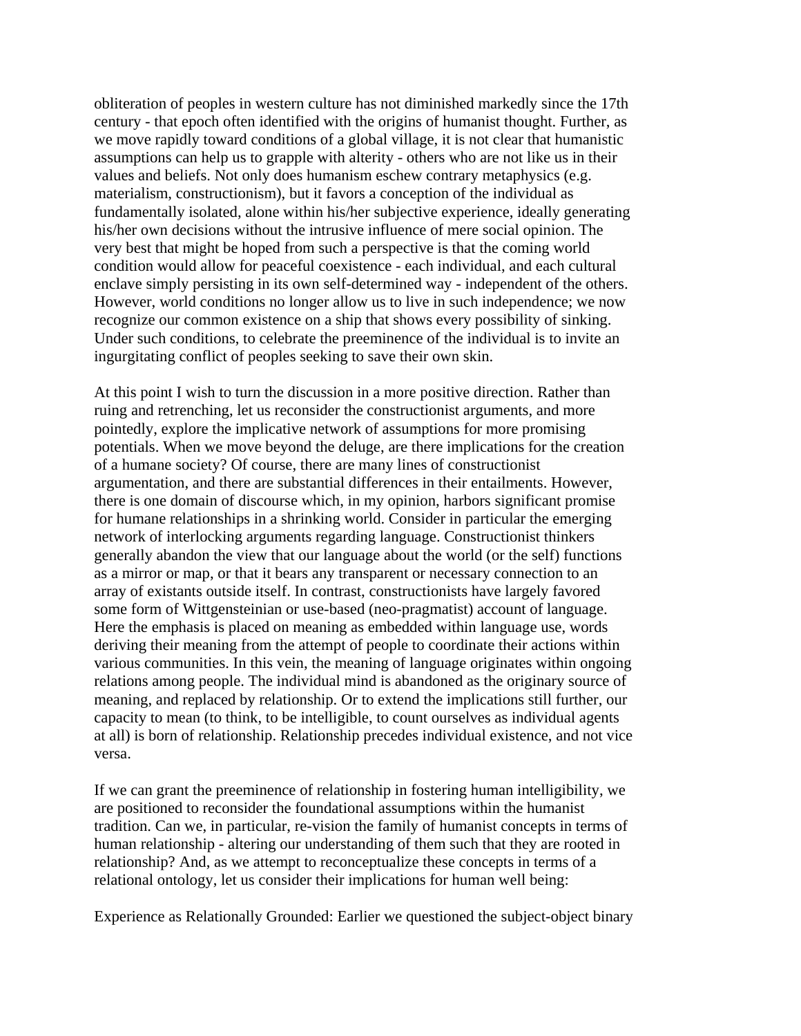obliteration of peoples in western culture has not diminished markedly since the 17th century - that epoch often identified with the origins of humanist thought. Further, as we move rapidly toward conditions of a global village, it is not clear that humanistic assumptions can help us to grapple with alterity - others who are not like us in their values and beliefs. Not only does humanism eschew contrary metaphysics (e.g. materialism, constructionism), but it favors a conception of the individual as fundamentally isolated, alone within his/her subjective experience, ideally generating his/her own decisions without the intrusive influence of mere social opinion. The very best that might be hoped from such a perspective is that the coming world condition would allow for peaceful coexistence - each individual, and each cultural enclave simply persisting in its own self-determined way - independent of the others. However, world conditions no longer allow us to live in such independence; we now recognize our common existence on a ship that shows every possibility of sinking. Under such conditions, to celebrate the preeminence of the individual is to invite an ingurgitating conflict of peoples seeking to save their own skin.

At this point I wish to turn the discussion in a more positive direction. Rather than ruing and retrenching, let us reconsider the constructionist arguments, and more pointedly, explore the implicative network of assumptions for more promising potentials. When we move beyond the deluge, are there implications for the creation of a humane society? Of course, there are many lines of constructionist argumentation, and there are substantial differences in their entailments. However, there is one domain of discourse which, in my opinion, harbors significant promise for humane relationships in a shrinking world. Consider in particular the emerging network of interlocking arguments regarding language. Constructionist thinkers generally abandon the view that our language about the world (or the self) functions as a mirror or map, or that it bears any transparent or necessary connection to an array of existants outside itself. In contrast, constructionists have largely favored some form of Wittgensteinian or use-based (neo-pragmatist) account of language. Here the emphasis is placed on meaning as embedded within language use, words deriving their meaning from the attempt of people to coordinate their actions within various communities. In this vein, the meaning of language originates within ongoing relations among people. The individual mind is abandoned as the originary source of meaning, and replaced by relationship. Or to extend the implications still further, our capacity to mean (to think, to be intelligible, to count ourselves as individual agents at all) is born of relationship. Relationship precedes individual existence, and not vice versa.

If we can grant the preeminence of relationship in fostering human intelligibility, we are positioned to reconsider the foundational assumptions within the humanist tradition. Can we, in particular, re-vision the family of humanist concepts in terms of human relationship - altering our understanding of them such that they are rooted in relationship? And, as we attempt to reconceptualize these concepts in terms of a relational ontology, let us consider their implications for human well being:

Experience as Relationally Grounded: Earlier we questioned the subject-object binary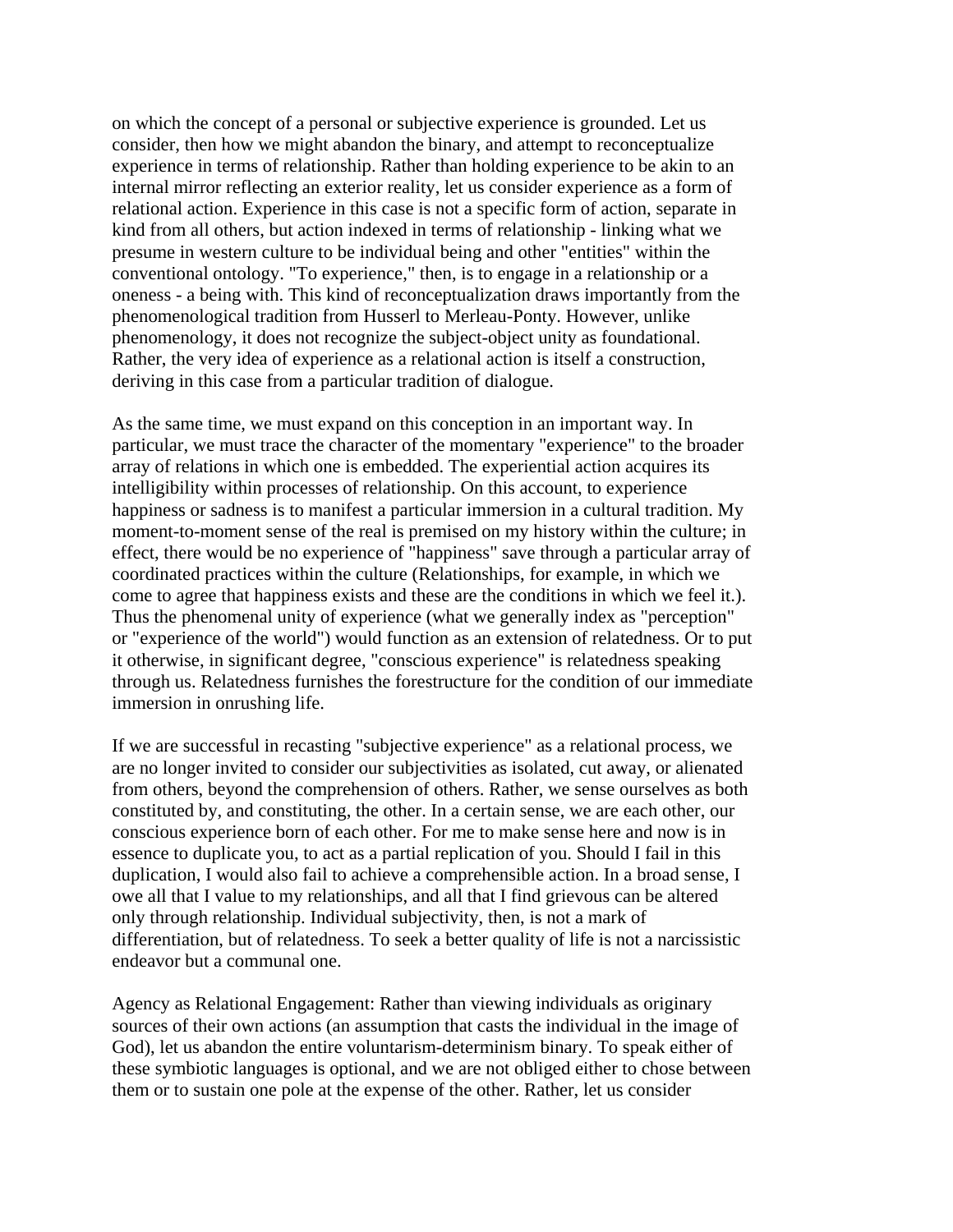on which the concept of a personal or subjective experience is grounded. Let us consider, then how we might abandon the binary, and attempt to reconceptualize experience in terms of relationship. Rather than holding experience to be akin to an internal mirror reflecting an exterior reality, let us consider experience as a form of relational action. Experience in this case is not a specific form of action, separate in kind from all others, but action indexed in terms of relationship - linking what we presume in western culture to be individual being and other "entities" within the conventional ontology. "To experience," then, is to engage in a relationship or a oneness - a being with. This kind of reconceptualization draws importantly from the phenomenological tradition from Husserl to Merleau-Ponty. However, unlike phenomenology, it does not recognize the subject-object unity as foundational. Rather, the very idea of experience as a relational action is itself a construction, deriving in this case from a particular tradition of dialogue.

As the same time, we must expand on this conception in an important way. In particular, we must trace the character of the momentary "experience" to the broader array of relations in which one is embedded. The experiential action acquires its intelligibility within processes of relationship. On this account, to experience happiness or sadness is to manifest a particular immersion in a cultural tradition. My moment-to-moment sense of the real is premised on my history within the culture; in effect, there would be no experience of "happiness" save through a particular array of coordinated practices within the culture (Relationships, for example, in which we come to agree that happiness exists and these are the conditions in which we feel it.). Thus the phenomenal unity of experience (what we generally index as "perception" or "experience of the world") would function as an extension of relatedness. Or to put it otherwise, in significant degree, "conscious experience" is relatedness speaking through us. Relatedness furnishes the forestructure for the condition of our immediate immersion in onrushing life.

If we are successful in recasting "subjective experience" as a relational process, we are no longer invited to consider our subjectivities as isolated, cut away, or alienated from others, beyond the comprehension of others. Rather, we sense ourselves as both constituted by, and constituting, the other. In a certain sense, we are each other, our conscious experience born of each other. For me to make sense here and now is in essence to duplicate you, to act as a partial replication of you. Should I fail in this duplication, I would also fail to achieve a comprehensible action. In a broad sense, I owe all that I value to my relationships, and all that I find grievous can be altered only through relationship. Individual subjectivity, then, is not a mark of differentiation, but of relatedness. To seek a better quality of life is not a narcissistic endeavor but a communal one.

Agency as Relational Engagement: Rather than viewing individuals as originary sources of their own actions (an assumption that casts the individual in the image of God), let us abandon the entire voluntarism-determinism binary. To speak either of these symbiotic languages is optional, and we are not obliged either to chose between them or to sustain one pole at the expense of the other. Rather, let us consider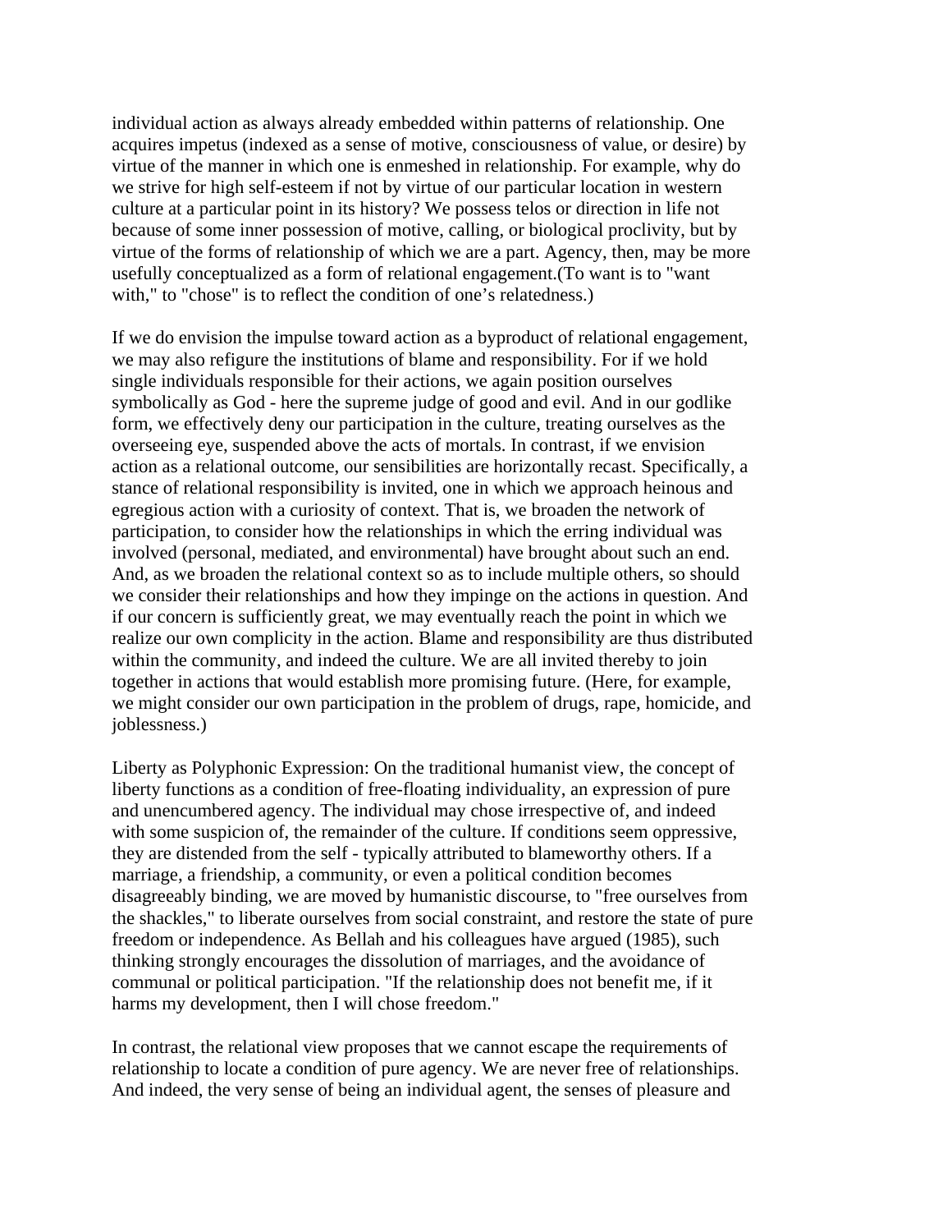individual action as always already embedded within patterns of relationship. One acquires impetus (indexed as a sense of motive, consciousness of value, or desire) by virtue of the manner in which one is enmeshed in relationship. For example, why do we strive for high self-esteem if not by virtue of our particular location in western culture at a particular point in its history? We possess telos or direction in life not because of some inner possession of motive, calling, or biological proclivity, but by virtue of the forms of relationship of which we are a part. Agency, then, may be more usefully conceptualized as a form of relational engagement.(To want is to "want with," to "chose" is to reflect the condition of one's relatedness.)

If we do envision the impulse toward action as a byproduct of relational engagement, we may also refigure the institutions of blame and responsibility. For if we hold single individuals responsible for their actions, we again position ourselves symbolically as God - here the supreme judge of good and evil. And in our godlike form, we effectively deny our participation in the culture, treating ourselves as the overseeing eye, suspended above the acts of mortals. In contrast, if we envision action as a relational outcome, our sensibilities are horizontally recast. Specifically, a stance of relational responsibility is invited, one in which we approach heinous and egregious action with a curiosity of context. That is, we broaden the network of participation, to consider how the relationships in which the erring individual was involved (personal, mediated, and environmental) have brought about such an end. And, as we broaden the relational context so as to include multiple others, so should we consider their relationships and how they impinge on the actions in question. And if our concern is sufficiently great, we may eventually reach the point in which we realize our own complicity in the action. Blame and responsibility are thus distributed within the community, and indeed the culture. We are all invited thereby to join together in actions that would establish more promising future. (Here, for example, we might consider our own participation in the problem of drugs, rape, homicide, and joblessness.)

Liberty as Polyphonic Expression: On the traditional humanist view, the concept of liberty functions as a condition of free-floating individuality, an expression of pure and unencumbered agency. The individual may chose irrespective of, and indeed with some suspicion of, the remainder of the culture. If conditions seem oppressive, they are distended from the self - typically attributed to blameworthy others. If a marriage, a friendship, a community, or even a political condition becomes disagreeably binding, we are moved by humanistic discourse, to "free ourselves from the shackles," to liberate ourselves from social constraint, and restore the state of pure freedom or independence. As Bellah and his colleagues have argued (1985), such thinking strongly encourages the dissolution of marriages, and the avoidance of communal or political participation. "If the relationship does not benefit me, if it harms my development, then I will chose freedom."

In contrast, the relational view proposes that we cannot escape the requirements of relationship to locate a condition of pure agency. We are never free of relationships. And indeed, the very sense of being an individual agent, the senses of pleasure and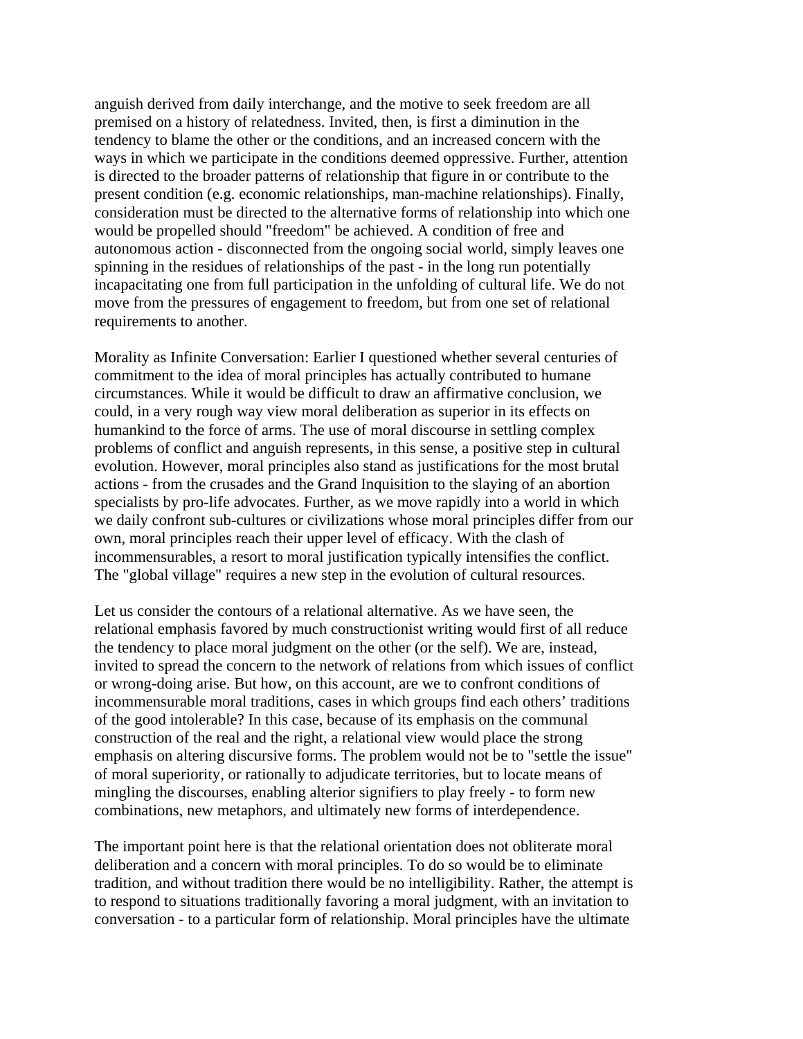anguish derived from daily interchange, and the motive to seek freedom are all premised on a history of relatedness. Invited, then, is first a diminution in the tendency to blame the other or the conditions, and an increased concern with the ways in which we participate in the conditions deemed oppressive. Further, attention is directed to the broader patterns of relationship that figure in or contribute to the present condition (e.g. economic relationships, man-machine relationships). Finally, consideration must be directed to the alternative forms of relationship into which one would be propelled should "freedom" be achieved. A condition of free and autonomous action - disconnected from the ongoing social world, simply leaves one spinning in the residues of relationships of the past - in the long run potentially incapacitating one from full participation in the unfolding of cultural life. We do not move from the pressures of engagement to freedom, but from one set of relational requirements to another.

Morality as Infinite Conversation: Earlier I questioned whether several centuries of commitment to the idea of moral principles has actually contributed to humane circumstances. While it would be difficult to draw an affirmative conclusion, we could, in a very rough way view moral deliberation as superior in its effects on humankind to the force of arms. The use of moral discourse in settling complex problems of conflict and anguish represents, in this sense, a positive step in cultural evolution. However, moral principles also stand as justifications for the most brutal actions - from the crusades and the Grand Inquisition to the slaying of an abortion specialists by pro-life advocates. Further, as we move rapidly into a world in which we daily confront sub-cultures or civilizations whose moral principles differ from our own, moral principles reach their upper level of efficacy. With the clash of incommensurables, a resort to moral justification typically intensifies the conflict. The "global village" requires a new step in the evolution of cultural resources.

Let us consider the contours of a relational alternative. As we have seen, the relational emphasis favored by much constructionist writing would first of all reduce the tendency to place moral judgment on the other (or the self). We are, instead, invited to spread the concern to the network of relations from which issues of conflict or wrong-doing arise. But how, on this account, are we to confront conditions of incommensurable moral traditions, cases in which groups find each others' traditions of the good intolerable? In this case, because of its emphasis on the communal construction of the real and the right, a relational view would place the strong emphasis on altering discursive forms. The problem would not be to "settle the issue" of moral superiority, or rationally to adjudicate territories, but to locate means of mingling the discourses, enabling alterior signifiers to play freely - to form new combinations, new metaphors, and ultimately new forms of interdependence.

The important point here is that the relational orientation does not obliterate moral deliberation and a concern with moral principles. To do so would be to eliminate tradition, and without tradition there would be no intelligibility. Rather, the attempt is to respond to situations traditionally favoring a moral judgment, with an invitation to conversation - to a particular form of relationship. Moral principles have the ultimate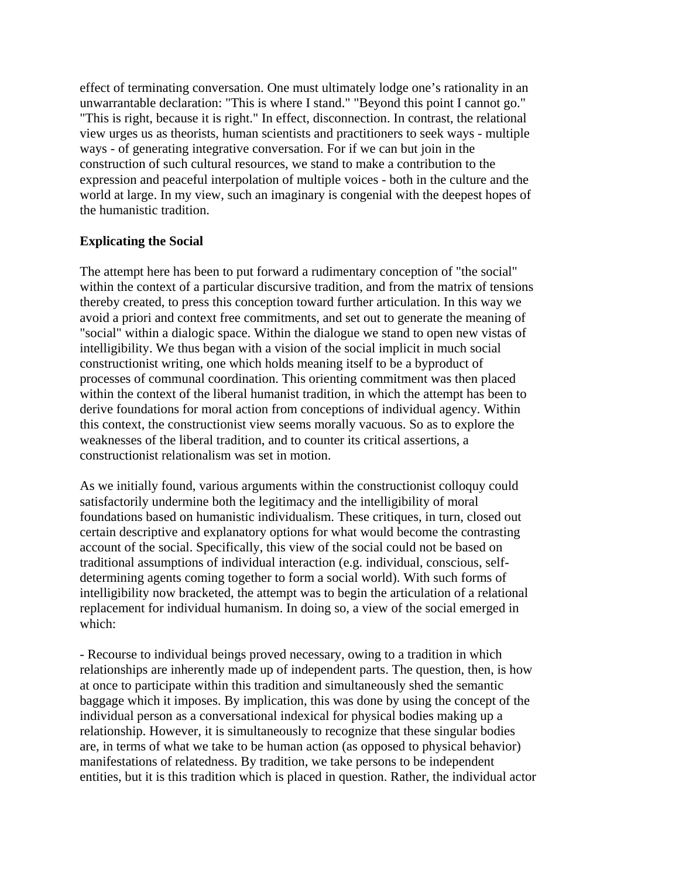effect of terminating conversation. One must ultimately lodge one's rationality in an unwarrantable declaration: "This is where I stand." "Beyond this point I cannot go." "This is right, because it is right." In effect, disconnection. In contrast, the relational view urges us as theorists, human scientists and practitioners to seek ways - multiple ways - of generating integrative conversation. For if we can but join in the construction of such cultural resources, we stand to make a contribution to the expression and peaceful interpolation of multiple voices - both in the culture and the world at large. In my view, such an imaginary is congenial with the deepest hopes of the humanistic tradition.

## Explicating the Social

The attempt here has been to put forward a rudimentary conception of "the social" within the context of a particular discursive tradition, and from the matrix of tensions thereby created, to press this conception toward further articulation. In this way we avoid a priori and context free commitments, and set out to generate the meaning of "social" within a dialogic space. Within the dialogue we stand to open new vistas of intelligibility. We thus began with a vision of the social implicit in much social constructionist writing, one which holds meaning itself to be a byproduct of processes of communal coordination. This orienting commitment was then placed within the context of the liberal humanist tradition, in which the attempt has been to derive foundations for moral action from conceptions of individual agency. Within this context, the constructionist view seems morally vacuous. So as to explore the weaknesses of the liberal tradition, and to counter its critical assertions, a constructionist relationalism was set in motion.

As we initially found, various arguments within the constructionist colloquy could satisfactorily undermine both the legitimacy and the intelligibility of moral foundations based on humanistic individualism. These critiques, in turn, closed out certain descriptive and explanatory options for what would become the contrasting account of the social. Specifically, this view of the social could not be based on traditional assumptions of individual interaction (e.g. individual, conscious, self-determining agents coming together to form a social world). With such forms of intelligibility now bracketed, the attempt was to begin the articulation of a relational replacement for individual humanism. In doing so, a view of the social emerged in which:

- Recourse to individual beings proved necessary, owing to a tradition in which relationships are inherently made up of independent parts. The question, then, is how at once to participate within this tradition and simultaneously shed the semantic baggage which it imposes. By implication, this was done by using the concept of the individual person as a conversational indexical for physical bodies making up a relationship. However, it is simultaneously to recognize that these singular bodies are, in terms of what we take to be human action (as opposed to physical behavior) manifestations of relatedness. By tradition, we take persons to be independent entities, but it is this tradition which is placed in question. Rather, the individual actor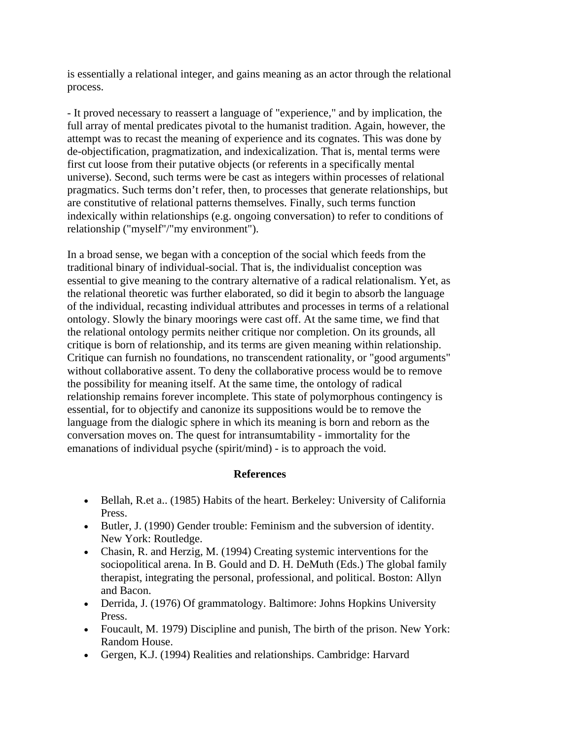is essentially a relational integer, and gains meaning as an actor through the relational process.

- It proved necessary to reassert a language of "experience," and by implication, the full array of mental predicates pivotal to the humanist tradition. Again, however, the attempt was to recast the meaning of experience and its cognates. This was done by de-objectification, pragmatization, and indexicalization. That is, mental terms were first cut loose from their putative objects (or referents in a specifically mental universe). Second, such terms were be cast as integers within processes of relational pragmatics. Such terms don't refer, then, to processes that generate relationships, but are constitutive of relational patterns themselves. Finally, such terms function indexically within relationships (e.g. ongoing conversation) to refer to conditions of relationship ("myself"/"my environment").

In a broad sense, we began with a conception of the social which feeds from the traditional binary of individual-social. That is, the individualist conception was essential to give meaning to the contrary alternative of a radical relationalism. Yet, as the relational theoretic was further elaborated, so did it begin to absorb the language of the individual, recasting individual attributes and processes in terms of a relational ontology. Slowly the binary moorings were cast off. At the same time, we find that the relational ontology permits neither critique nor completion. On its grounds, all critique is born of relationship, and its terms are given meaning within relationship. Critique can furnish no foundations, no transcendent rationality, or "good arguments" without collaborative assent. To deny the collaborative process would be to remove the possibility for meaning itself. At the same time, the ontology of radical relationship remains forever incomplete. This state of polymorphous contingency is essential, for to objectify and canonize its suppositions would be to remove the language from the dialogic sphere in which its meaning is born and reborn as the conversation moves on. The quest for intransumtability - immortality for the emanations of individual psyche (spirit/mind) - is to approach the void.

## References

- Bellah, R.et a.. (1985) Habits of the heart. Berkeley: University of California Press.
- Butler, J. (1990) Gender trouble: Feminism and the subversion of identity. New York: Routledge.
- Chasin, R. and Herzig, M. (1994) Creating systemic interventions for the sociopolitical arena. In B. Gould and D. H. DeMuth (Eds.) The global family therapist, integrating the personal, professional, and political. Boston: Allyn and Bacon.
- Derrida, J. (1976) Of grammatology. Baltimore: Johns Hopkins University Press.
- Foucault, M. 1979) Discipline and punish, The birth of the prison. New York: Random House.
- Gergen, K.J. (1994) Realities and relationships. Cambridge: Harvard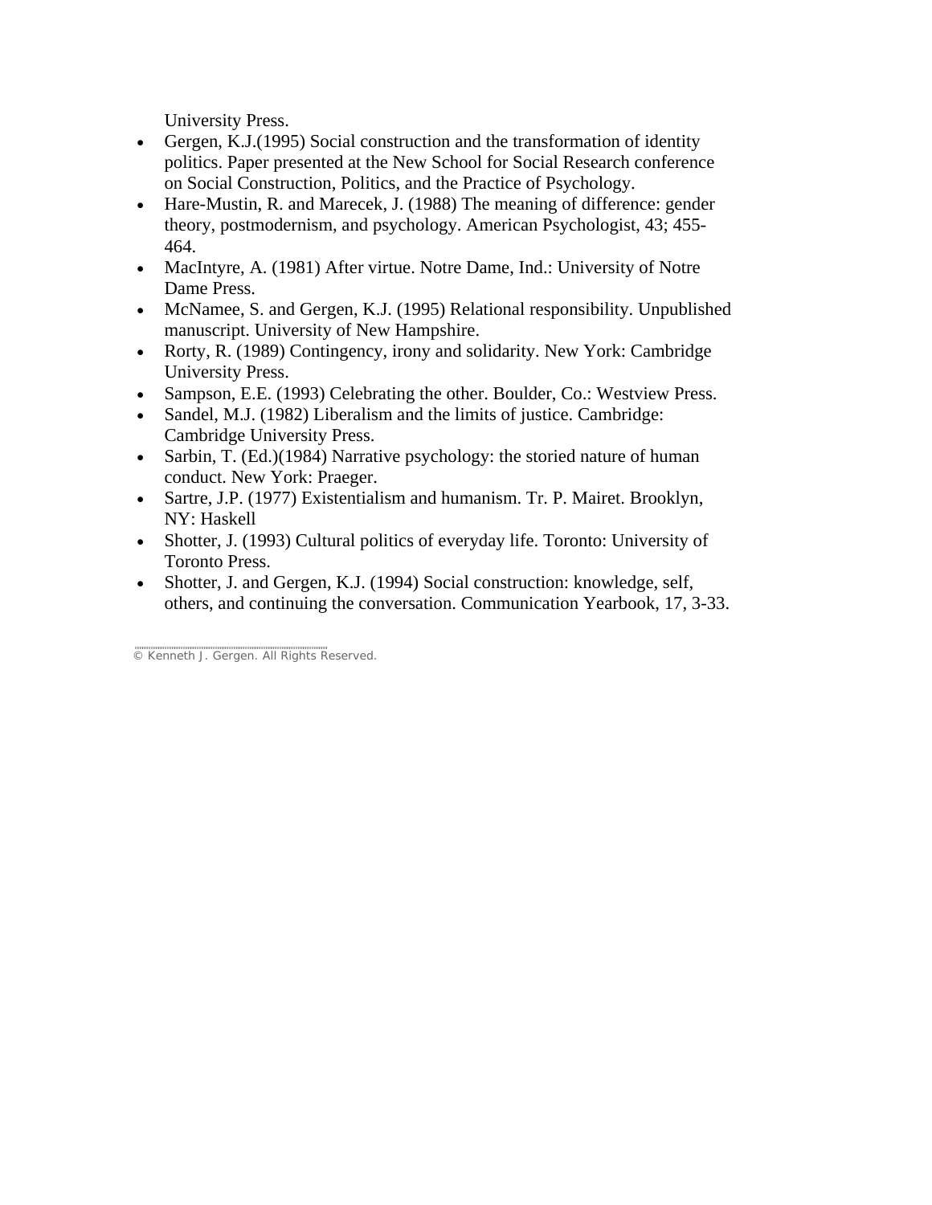University Press.

- Gergen, K.J.(1995) Social construction and the transformation of identity politics. Paper presented at the New School for Social Research conference on Social Construction, Politics, and the Practice of Psychology.
- Hare-Mustin, R. and Marecek, J. (1988) The meaning of difference: gender theory, postmodernism, and psychology. American Psychologist, 43; 455-464.
- MacIntyre, A. (1981) After virtue. Notre Dame, Ind.: University of Notre Dame Press.
- McNamee, S. and Gergen, K.J. (1995) Relational responsibility. Unpublished manuscript. University of New Hampshire.
- Rorty, R. (1989) Contingency, irony and solidarity. New York: Cambridge University Press.
- Sampson, E.E. (1993) Celebrating the other. Boulder, Co.: Westview Press.
- Sandel, M.J. (1982) Liberalism and the limits of justice. Cambridge: Cambridge University Press.
- Sarbin, T. (Ed.)(1984) Narrative psychology: the storied nature of human conduct. New York: Praeger.
- Sartre, J.P. (1977) Existentialism and humanism. Tr. P. Mairet. Brooklyn, NY: Haskell
- Shotter, J. (1993) Cultural politics of everyday life. Toronto: University of Toronto Press.
- Shotter, J. and Gergen, K.J. (1994) Social construction: knowledge, self, others, and continuing the conversation. Communication Yearbook, 17, 3-33.

© Kenneth J. Gergen. All Rights Reserved.